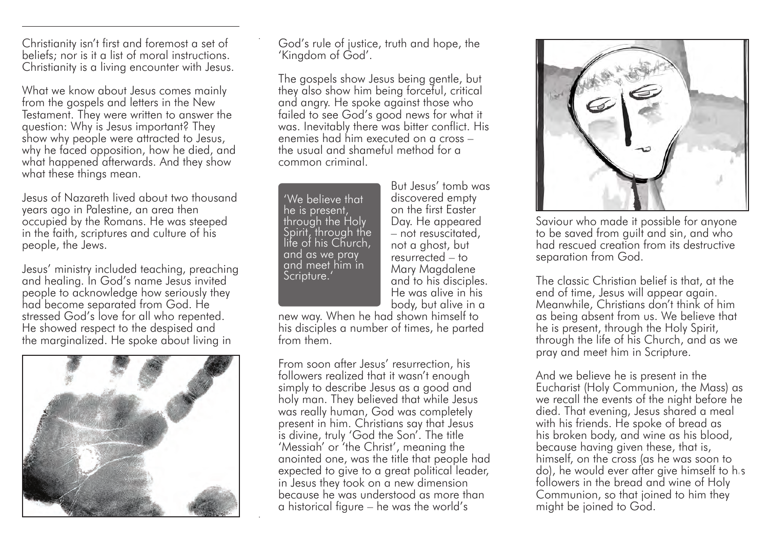Christianity isn't first and foremost a set of beliefs; nor is it a list of moral instructions. Christianity is a living encounter with Jesus.

What we know about Jesus comes mainly from the gospels and letters in the New Testament. They were written to answer the question: Why is Jesus important? They show why people were attracted to Jesus, why he faced opposition, how he died, and what happened afterwards. And they show what these things mean.

Jesus of Nazareth lived about two thousand years ago in Palestine, an area then occupied by the Romans. He was steeped in the faith, scriptures and culture of his people, the Jews.

Jesus' ministry included teaching, preaching and healing. In God's name Jesus invited people to acknowledge how seriously they had become separated from God. He stressed God's love for all who repented. He showed respect to the despised and the marginalized. He spoke about living in God's rule of justice, truth and hope, the 'Kingdom of God'.

The gospels show Jesus being gentle, but they also show him being forceful, critical and angry. He spoke against those who failed to see God's good news for what it was. Inevitably there was bitter conflict. His enemies had him executed on a cross – the usual and shameful method for a common criminal.

> 'We believe that he is present, through the Holy Spirit, through the life of his Church, and as we pray and meet him in Scripture.'

But Jesus' tomb was discovered empty on the first Easter Day. He appeared – not resuscitated, not a ghost, but resurrected – to Mary Magdalene and to his disciples. He was alive in his body, but alive in a new way. When he had shown himself to his disciples a number of times, he parted from them.

From soon after Jesus' resurrection, his followers realized that it wasn't enough simply to describe Jesus as a good and holy man. They believed that while Jesus was really human, God was completely present in him. Christians say that Jesus is divine, truly 'God the Son'. The title 'Messiah' or 'the Christ', meaning the anointed one, was the title that people had expected to give to a great political leader, in Jesus they took on a new dimension because he was understood as more than a historical figure – he was the world's Saviour who made it possible for anyone to be saved from guilt and sin, and who had rescued creation from its destructive separation from God.

The classic Christian belief is that, at the end of time, Jesus will appear again. Meanwhile, Christians don't think of him as being absent from us. We believe that he is present, through the Holy Spirit, through the life of his Church, and as we pray and meet him in Scripture.

And we believe he is present in the Eucharist (Holy Communion, the Mass) as we recall the events of the night before he died. That evening, Jesus shared a meal with his friends. He spoke of bread as his broken body, and wine as his blood, because having given these, that is, himself, on the cross (as he was soon to do), he would ever after give himself to his followers in the bread and wine of Holy Communion, so that joined to him they might be joined to God.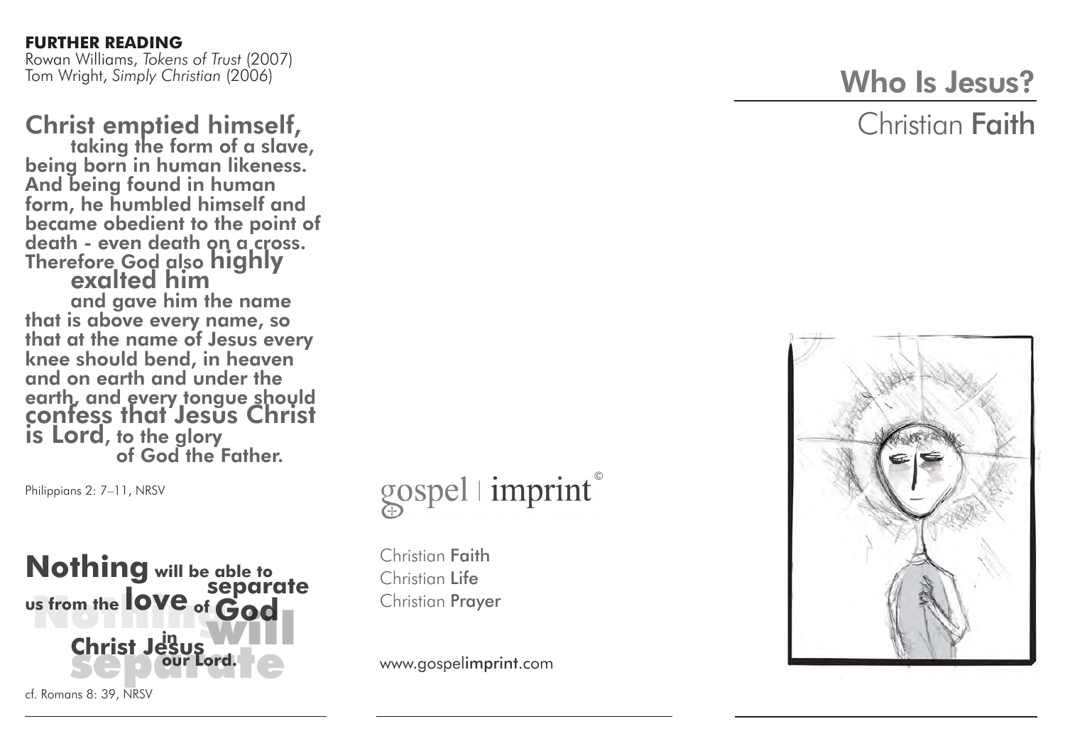**FURTHER READING**

Rowan Williams, *Tokens of Trust* (2007)
Tom Wright, *Simply Christian* (2006)

**Christ emptied himself,**
**taking the form of a slave, being born in human likeness. And being found in human form, he humbled himself and became obedient to the point of death - even death on a cross. Therefore God also highly exalted him**
**and gave him the name that is above every name, so that at the name of Jesus every knee should bend, in heaven and on earth and under the earth, and every tongue should confess that Jesus Christ is Lord, to the glory of God the Father.**

Philippians 2: 7–11, NRSV

**Nothing will be able to separate us from the love of God in Christ Jesus our Lord.**

cf. Romans 8: 39, NRSV

gospel | imprint ©

Christian Faith
Christian Life
Christian Prayer

www.gospelimprint.com

# Who Is Jesus?

## Christian Faith